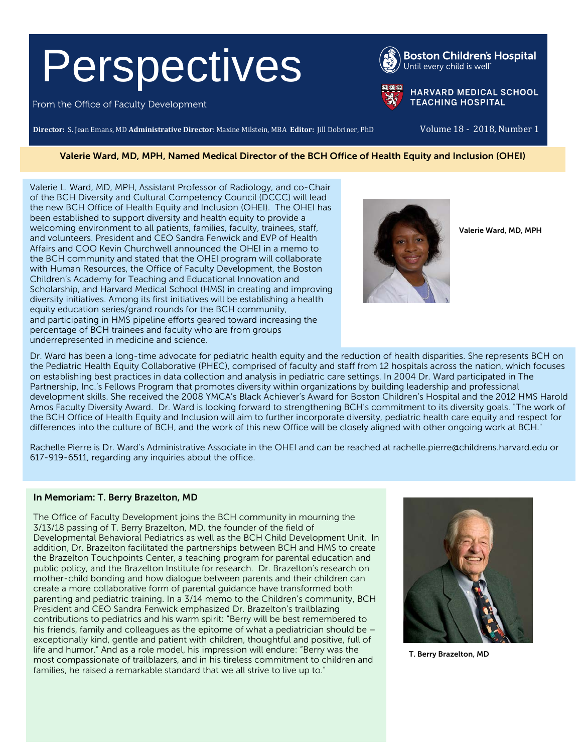# Perspectives

From the Office of Faculty Development

Boston Children's Hospital
Until every child is well

HARVARD MEDICAL SCHOOL TEACHING HOSPITAL

**Director:** S. Jean Emans, MD **Administrative Director:** Maxine Milstein, MBA **Editor:** Jill Dobriner, PhD

Volume 18 - 2018, Number 1

## Valerie Ward, MD, MPH, Named Medical Director of the BCH Office of Health Equity and Inclusion (OHEI)

Valerie L. Ward, MD, MPH, Assistant Professor of Radiology, and co-Chair of the BCH Diversity and Cultural Competency Council (DCCC) will lead the new BCH Office of Health Equity and Inclusion (OHEI). The OHEI has been established to support diversity and health equity to provide a welcoming environment to all patients, families, faculty, trainees, staff, and volunteers. President and CEO Sandra Fenwick and EVP of Health Affairs and COO Kevin Churchwell announced the OHEI in a memo to the BCH community and stated that the OHEI program will collaborate with Human Resources, the Office of Faculty Development, the Boston Children's Academy for Teaching and Educational Innovation and Scholarship, and Harvard Medical School (HMS) in creating and improving diversity initiatives. Among its first initiatives will be establishing a health equity education series/grand rounds for the BCH community, and participating in HMS pipeline efforts geared toward increasing the percentage of BCH trainees and faculty who are from groups underrepresented in medicine and science.

**Valerie Ward, MD, MPH**

Dr. Ward has been a long-time advocate for pediatric health equity and the reduction of health disparities. She represents BCH on the Pediatric Health Equity Collaborative (PHEC), comprised of faculty and staff from 12 hospitals across the nation, which focuses on establishing best practices in data collection and analysis in pediatric care settings. In 2004 Dr. Ward participated in The Partnership, Inc.'s Fellows Program that promotes diversity within organizations by building leadership and professional development skills. She received the 2008 YMCA's Black Achiever's Award for Boston Children's Hospital and the 2012 HMS Harold Amos Faculty Diversity Award. Dr. Ward is looking forward to strengthening BCH's commitment to its diversity goals. "The work of the BCH Office of Health Equity and Inclusion will aim to further incorporate diversity, pediatric health care equity and respect for differences into the culture of BCH, and the work of this new Office will be closely aligned with other ongoing work at BCH."

Rachelle Pierre is Dr. Ward's Administrative Associate in the OHEI and can be reached at rachelle.pierre@childrens.harvard.edu or 617-919-6511, regarding any inquiries about the office.

### In Memoriam: T. Berry Brazelton, MD

The Office of Faculty Development joins the BCH community in mourning the 3/13/18 passing of T. Berry Brazelton, MD, the founder of the field of Developmental Behavioral Pediatrics as well as the BCH Child Development Unit. In addition, Dr. Brazelton facilitated the partnerships between BCH and HMS to create the Brazelton Touchpoints Center, a teaching program for parental education and public policy, and the Brazelton Institute for research. Dr. Brazelton's research on mother-child bonding and how dialogue between parents and their children can create a more collaborative form of parental guidance have transformed both parenting and pediatric training. In a 3/14 memo to the Children's community, BCH President and CEO Sandra Fenwick emphasized Dr. Brazelton's trailblazing contributions to pediatrics and his warm spirit: "Berry will be best remembered to his friends, family and colleagues as the epitome of what a pediatrician should be – exceptionally kind, gentle and patient with children, thoughtful and positive, full of life and humor." And as a role model, his impression will endure: "Berry was the most compassionate of trailblazers, and in his tireless commitment to children and families, he raised a remarkable standard that we all strive to live up to."

**T. Berry Brazelton, MD**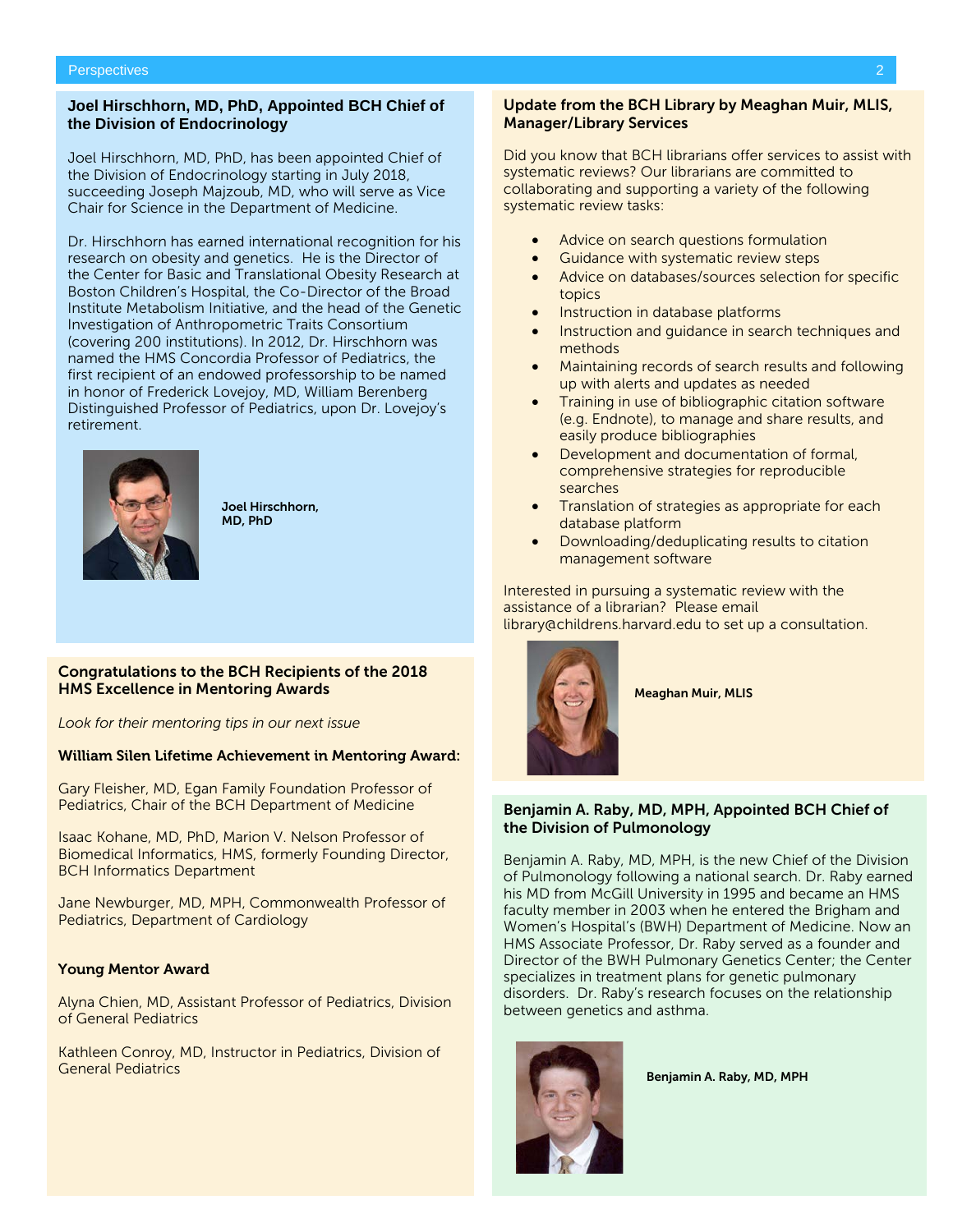## Joel Hirschhorn, MD, PhD, Appointed BCH Chief of the Division of Endocrinology

Joel Hirschhorn, MD, PhD, has been appointed Chief of the Division of Endocrinology starting in July 2018, succeeding Joseph Majzoub, MD, who will serve as Vice Chair for Science in the Department of Medicine.

Dr. Hirschhorn has earned international recognition for his research on obesity and genetics. He is the Director of the Center for Basic and Translational Obesity Research at Boston Children's Hospital, the Co-Director of the Broad Institute Metabolism Initiative, and the head of the Genetic Investigation of Anthropometric Traits Consortium (covering 200 institutions). In 2012, Dr. Hirschhorn was named the HMS Concordia Professor of Pediatrics, the first recipient of an endowed professorship to be named in honor of Frederick Lovejoy, MD, William Berenberg Distinguished Professor of Pediatrics, upon Dr. Lovejoy's retirement.

**Joel Hirschhorn, MD, PhD**

## Congratulations to the BCH Recipients of the 2018 HMS Excellence in Mentoring Awards

*Look for their mentoring tips in our next issue*

### William Silen Lifetime Achievement in Mentoring Award:

Gary Fleisher, MD, Egan Family Foundation Professor of Pediatrics, Chair of the BCH Department of Medicine

Isaac Kohane, MD, PhD, Marion V. Nelson Professor of Biomedical Informatics, HMS, formerly Founding Director, BCH Informatics Department

Jane Newburger, MD, MPH, Commonwealth Professor of Pediatrics, Department of Cardiology

### Young Mentor Award

Alyna Chien, MD, Assistant Professor of Pediatrics, Division of General Pediatrics

Kathleen Conroy, MD, Instructor in Pediatrics, Division of General Pediatrics

## Update from the BCH Library by Meaghan Muir, MLIS, Manager/Library Services

Did you know that BCH librarians offer services to assist with systematic reviews? Our librarians are committed to collaborating and supporting a variety of the following systematic review tasks:

- Advice on search questions formulation
- Guidance with systematic review steps
- Advice on databases/sources selection for specific topics
- Instruction in database platforms
- Instruction and guidance in search techniques and methods
- Maintaining records of search results and following up with alerts and updates as needed
- Training in use of bibliographic citation software (e.g. Endnote), to manage and share results, and easily produce bibliographies
- Development and documentation of formal, comprehensive strategies for reproducible searches
- Translation of strategies as appropriate for each database platform
- Downloading/deduplicating results to citation management software

Interested in pursuing a systematic review with the assistance of a librarian? Please email library@childrens.harvard.edu to set up a consultation.

**Meaghan Muir, MLIS**

## Benjamin A. Raby, MD, MPH, Appointed BCH Chief of the Division of Pulmonology

Benjamin A. Raby, MD, MPH, is the new Chief of the Division of Pulmonology following a national search. Dr. Raby earned his MD from McGill University in 1995 and became an HMS faculty member in 2003 when he entered the Brigham and Women's Hospital's (BWH) Department of Medicine. Now an HMS Associate Professor, Dr. Raby served as a founder and Director of the BWH Pulmonary Genetics Center; the Center specializes in treatment plans for genetic pulmonary disorders. Dr. Raby's research focuses on the relationship between genetics and asthma.

**Benjamin A. Raby, MD, MPH**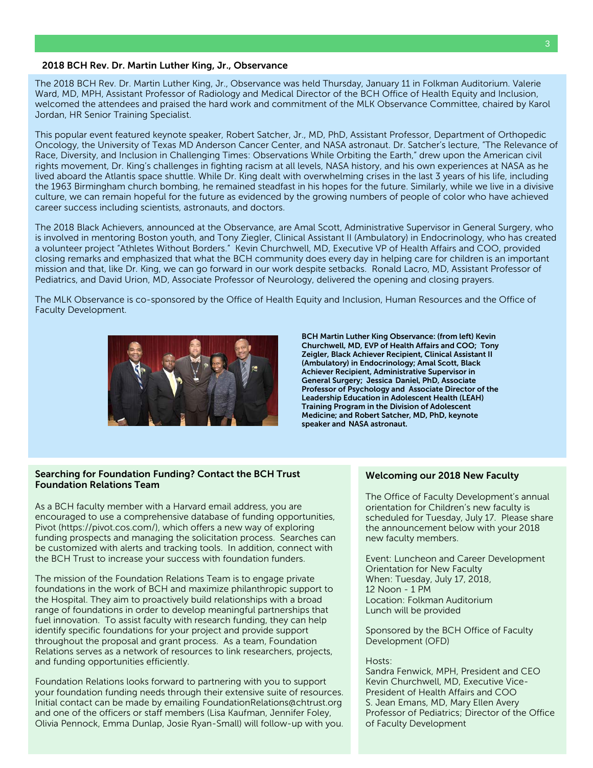## 2018 BCH Rev. Dr. Martin Luther King, Jr., Observance

The 2018 BCH Rev. Dr. Martin Luther King, Jr., Observance was held Thursday, January 11 in Folkman Auditorium. Valerie Ward, MD, MPH, Assistant Professor of Radiology and Medical Director of the BCH Office of Health Equity and Inclusion, welcomed the attendees and praised the hard work and commitment of the MLK Observance Committee, chaired by Karol Jordan, HR Senior Training Specialist.

This popular event featured keynote speaker, Robert Satcher, Jr., MD, PhD, Assistant Professor, Department of Orthopedic Oncology, the University of Texas MD Anderson Cancer Center, and NASA astronaut. Dr. Satcher's lecture, "The Relevance of Race, Diversity, and Inclusion in Challenging Times: Observations While Orbiting the Earth," drew upon the American civil rights movement, Dr. King's challenges in fighting racism at all levels, NASA history, and his own experiences at NASA as he lived aboard the Atlantis space shuttle. While Dr. King dealt with overwhelming crises in the last 3 years of his life, including the 1963 Birmingham church bombing, he remained steadfast in his hopes for the future. Similarly, while we live in a divisive culture, we can remain hopeful for the future as evidenced by the growing numbers of people of color who have achieved career success including scientists, astronauts, and doctors.

The 2018 Black Achievers, announced at the Observance, are Amal Scott, Administrative Supervisor in General Surgery, who is involved in mentoring Boston youth, and Tony Ziegler, Clinical Assistant II (Ambulatory) in Endocrinology, who has created a volunteer project "Athletes Without Borders." Kevin Churchwell, MD, Executive VP of Health Affairs and COO, provided closing remarks and emphasized that what the BCH community does every day in helping care for children is an important mission and that, like Dr. King, we can go forward in our work despite setbacks. Ronald Lacro, MD, Assistant Professor of Pediatrics, and David Urion, MD, Associate Professor of Neurology, delivered the opening and closing prayers.

The MLK Observance is co-sponsored by the Office of Health Equity and Inclusion, Human Resources and the Office of Faculty Development.

**BCH Martin Luther King Observance: (from left) Kevin Churchwell, MD, EVP of Health Affairs and COO; Tony Zeigler, Black Achiever Recipient, Clinical Assistant II (Ambulatory) in Endocrinology; Amal Scott, Black Achiever Recipient, Administrative Supervisor in General Surgery; Jessica Daniel, PhD, Associate Professor of Psychology and Associate Director of the Leadership Education in Adolescent Health (LEAH) Training Program in the Division of Adolescent Medicine; and Robert Satcher, MD, PhD, keynote speaker and NASA astronaut.**

## Searching for Foundation Funding? Contact the BCH Trust Foundation Relations Team

As a BCH faculty member with a Harvard email address, you are encouraged to use a comprehensive database of funding opportunities, Pivot (https://pivot.cos.com/), which offers a new way of exploring funding prospects and managing the solicitation process. Searches can be customized with alerts and tracking tools. In addition, connect with the BCH Trust to increase your success with foundation funders.

The mission of the Foundation Relations Team is to engage private foundations in the work of BCH and maximize philanthropic support to the Hospital. They aim to proactively build relationships with a broad range of foundations in order to develop meaningful partnerships that fuel innovation. To assist faculty with research funding, they can help identify specific foundations for your project and provide support throughout the proposal and grant process. As a team, Foundation Relations serves as a network of resources to link researchers, projects, and funding opportunities efficiently.

Foundation Relations looks forward to partnering with you to support your foundation funding needs through their extensive suite of resources. Initial contact can be made by emailing FoundationRelations@chtrust.org and one of the officers or staff members (Lisa Kaufman, Jennifer Foley, Olivia Pennock, Emma Dunlap, Josie Ryan-Small) will follow-up with you.

## Welcoming our 2018 New Faculty

The Office of Faculty Development's annual orientation for Children's new faculty is scheduled for Tuesday, July 17. Please share the announcement below with your 2018 new faculty members.

Event: Luncheon and Career Development Orientation for New Faculty
When: Tuesday, July 17, 2018, 12 Noon - 1 PM
Location: Folkman Auditorium
Lunch will be provided

Sponsored by the BCH Office of Faculty Development (OFD)

Hosts:
Sandra Fenwick, MPH, President and CEO
Kevin Churchwell, MD, Executive Vice-President of Health Affairs and COO
S. Jean Emans, MD, Mary Ellen Avery Professor of Pediatrics; Director of the Office of Faculty Development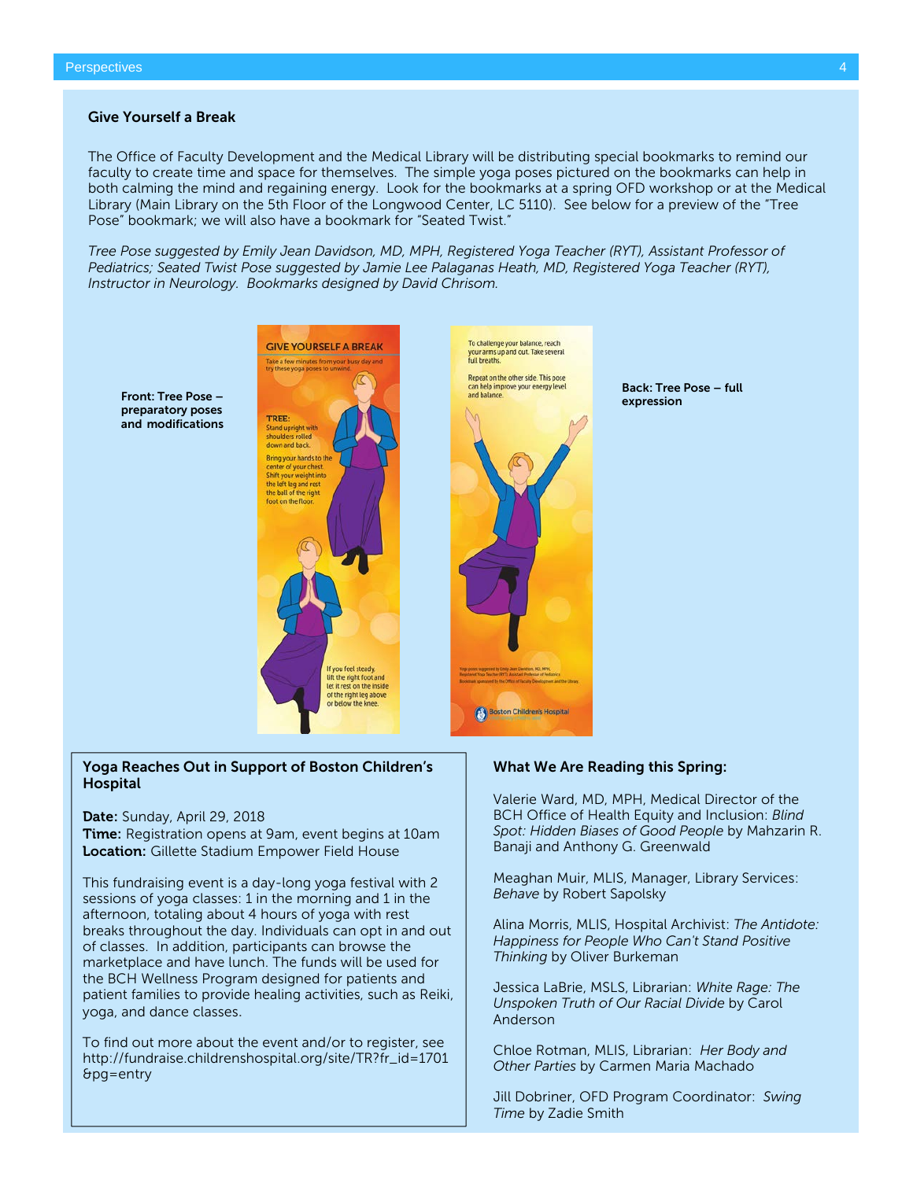## Give Yourself a Break

The Office of Faculty Development and the Medical Library will be distributing special bookmarks to remind our faculty to create time and space for themselves. The simple yoga poses pictured on the bookmarks can help in both calming the mind and regaining energy. Look for the bookmarks at a spring OFD workshop or at the Medical Library (Main Library on the 5th Floor of the Longwood Center, LC 5110). See below for a preview of the "Tree Pose" bookmark; we will also have a bookmark for "Seated Twist."

*Tree Pose suggested by Emily Jean Davidson, MD, MPH, Registered Yoga Teacher (RYT), Assistant Professor of Pediatrics; Seated Twist Pose suggested by Jamie Lee Palaganas Heath, MD, Registered Yoga Teacher (RYT), Instructor in Neurology. Bookmarks designed by David Chrisom.*

**Front: Tree Pose – preparatory poses and modifications**

GIVE YOURSELF A BREAK

Take a few minutes from your busy day and try these yoga poses to unwind.

TREE:
Stand upright with shoulders rolled down and back.

Bring your hands to the center of your chest. Shift your weight into the left leg and rest the ball of the right foot on the floor.

If you feel steady, lift the right foot and let it rest on the inside of the right leg above or below the knee.

**Back: Tree Pose – full expression**

To challenge your balance, reach your arms up and out. Take several full breaths.

Repeat on the other side. This pose can help improve your energy level and balance.

Yoga poses suggested by Emily Jean Davidson, MD, MPH, Registered Yoga Teacher (RYT), Assistant Professor of Pediatrics
Bookmark sponsored by the Office of Faculty Development and the Library

Boston Children's Hospital

## Yoga Reaches Out in Support of Boston Children's Hospital

**Date:** Sunday, April 29, 2018
**Time:** Registration opens at 9am, event begins at 10am
**Location:** Gillette Stadium Empower Field House

This fundraising event is a day-long yoga festival with 2 sessions of yoga classes: 1 in the morning and 1 in the afternoon, totaling about 4 hours of yoga with rest breaks throughout the day. Individuals can opt in and out of classes. In addition, participants can browse the marketplace and have lunch. The funds will be used for the BCH Wellness Program designed for patients and patient families to provide healing activities, such as Reiki, yoga, and dance classes.

To find out more about the event and/or to register, see http://fundraise.childrenshospital.org/site/TR?fr_id=1701&pg=entry

## What We Are Reading this Spring:

Valerie Ward, MD, MPH, Medical Director of the BCH Office of Health Equity and Inclusion: *Blind Spot: Hidden Biases of Good People* by Mahzarin R. Banaji and Anthony G. Greenwald

Meaghan Muir, MLIS, Manager, Library Services: *Behave* by Robert Sapolsky

Alina Morris, MLIS, Hospital Archivist: *The Antidote: Happiness for People Who Can't Stand Positive Thinking* by Oliver Burkeman

Jessica LaBrie, MSLS, Librarian: *White Rage: The Unspoken Truth of Our Racial Divide* by Carol Anderson

Chloe Rotman, MLIS, Librarian: *Her Body and Other Parties* by Carmen Maria Machado

Jill Dobriner, OFD Program Coordinator: *Swing Time* by Zadie Smith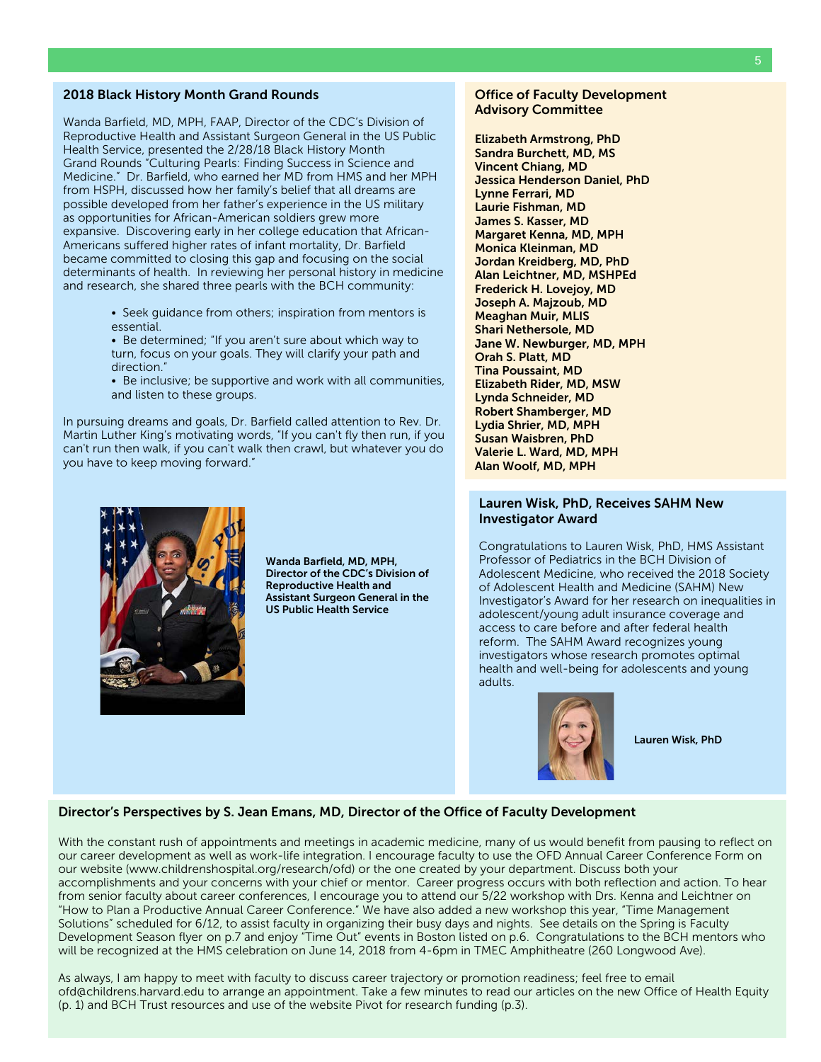## 2018 Black History Month Grand Rounds

Wanda Barfield, MD, MPH, FAAP, Director of the CDC's Division of Reproductive Health and Assistant Surgeon General in the US Public Health Service, presented the 2/28/18 Black History Month Grand Rounds "Culturing Pearls: Finding Success in Science and Medicine." Dr. Barfield, who earned her MD from HMS and her MPH from HSPH, discussed how her family's belief that all dreams are possible developed from her father's experience in the US military as opportunities for African-American soldiers grew more expansive. Discovering early in her college education that African-Americans suffered higher rates of infant mortality, Dr. Barfield became committed to closing this gap and focusing on the social determinants of health. In reviewing her personal history in medicine and research, she shared three pearls with the BCH community:

- Seek guidance from others; inspiration from mentors is essential.
- Be determined; "If you aren't sure about which way to turn, focus on your goals. They will clarify your path and direction."
- Be inclusive; be supportive and work with all communities, and listen to these groups.

In pursuing dreams and goals, Dr. Barfield called attention to Rev. Dr. Martin Luther King's motivating words, "If you can't fly then run, if you can't run then walk, if you can't walk then crawl, but whatever you do you have to keep moving forward."

**Wanda Barfield, MD, MPH, Director of the CDC's Division of Reproductive Health and Assistant Surgeon General in the US Public Health Service**

## Office of Faculty Development Advisory Committee

**Elizabeth Armstrong, PhD**
**Sandra Burchett, MD, MS**
**Vincent Chiang, MD**
**Jessica Henderson Daniel, PhD**
**Lynne Ferrari, MD**
**Laurie Fishman, MD**
**James S. Kasser, MD**
**Margaret Kenna, MD, MPH**
**Monica Kleinman, MD**
**Jordan Kreidberg, MD, PhD**
**Alan Leichtner, MD, MSHPEd**
**Frederick H. Lovejoy, MD**
**Joseph A. Majzoub, MD**
**Meaghan Muir, MLIS**
**Shari Nethersole, MD**
**Jane W. Newburger, MD, MPH**
**Orah S. Platt, MD**
**Tina Poussaint, MD**
**Elizabeth Rider, MD, MSW**
**Lynda Schneider, MD**
**Robert Shamberger, MD**
**Lydia Shrier, MD, MPH**
**Susan Waisbren, PhD**
**Valerie L. Ward, MD, MPH**
**Alan Woolf, MD, MPH**

## Lauren Wisk, PhD, Receives SAHM New Investigator Award

Congratulations to Lauren Wisk, PhD, HMS Assistant Professor of Pediatrics in the BCH Division of Adolescent Medicine, who received the 2018 Society of Adolescent Health and Medicine (SAHM) New Investigator's Award for her research on inequalities in adolescent/young adult insurance coverage and access to care before and after federal health reform. The SAHM Award recognizes young investigators whose research promotes optimal health and well-being for adolescents and young adults.

**Lauren Wisk, PhD**

## Director's Perspectives by S. Jean Emans, MD, Director of the Office of Faculty Development

With the constant rush of appointments and meetings in academic medicine, many of us would benefit from pausing to reflect on our career development as well as work-life integration. I encourage faculty to use the OFD Annual Career Conference Form on our website (www.childrenshospital.org/research/ofd) or the one created by your department. Discuss both your accomplishments and your concerns with your chief or mentor. Career progress occurs with both reflection and action. To hear from senior faculty about career conferences, I encourage you to attend our 5/22 workshop with Drs. Kenna and Leichtner on "How to Plan a Productive Annual Career Conference." We have also added a new workshop this year, "Time Management Solutions" scheduled for 6/12, to assist faculty in organizing their busy days and nights. See details on the Spring is Faculty Development Season flyer on p.7 and enjoy "Time Out" events in Boston listed on p.6. Congratulations to the BCH mentors who will be recognized at the HMS celebration on June 14, 2018 from 4-6pm in TMEC Amphitheatre (260 Longwood Ave).

As always, I am happy to meet with faculty to discuss career trajectory or promotion readiness; feel free to email ofd@childrens.harvard.edu to arrange an appointment. Take a few minutes to read our articles on the new Office of Health Equity (p. 1) and BCH Trust resources and use of the website Pivot for research funding (p.3).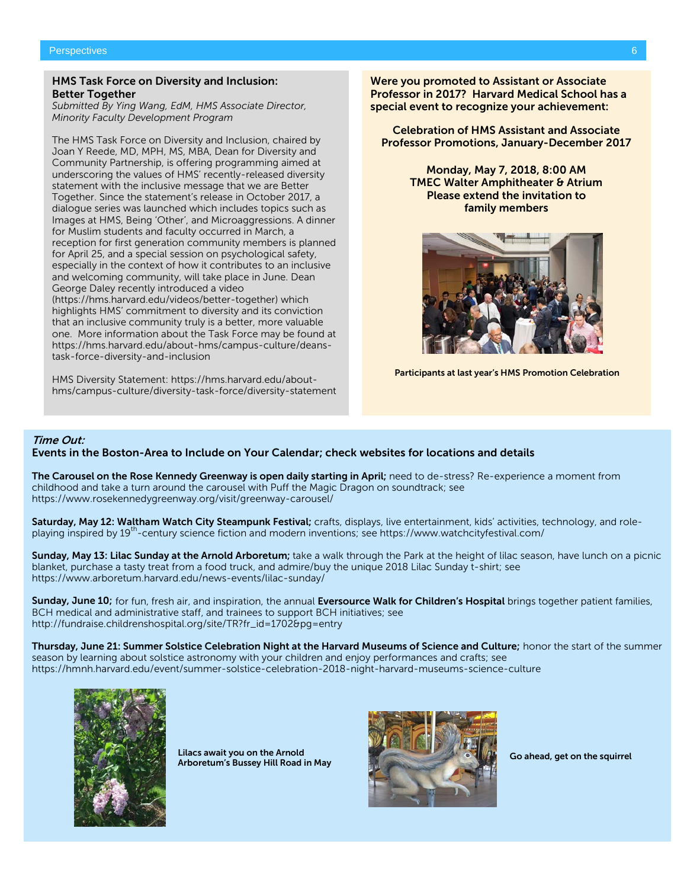## HMS Task Force on Diversity and Inclusion: Better Together

*Submitted By Ying Wang, EdM, HMS Associate Director, Minority Faculty Development Program*

The HMS Task Force on Diversity and Inclusion, chaired by Joan Y Reede, MD, MPH, MS, MBA, Dean for Diversity and Community Partnership, is offering programming aimed at underscoring the values of HMS' recently-released diversity statement with the inclusive message that we are Better Together. Since the statement's release in October 2017, a dialogue series was launched which includes topics such as Images at HMS, Being 'Other', and Microaggressions. A dinner for Muslim students and faculty occurred in March, a reception for first generation community members is planned for April 25, and a special session on psychological safety, especially in the context of how it contributes to an inclusive and welcoming community, will take place in June. Dean George Daley recently introduced a video (https://hms.harvard.edu/videos/better-together) which highlights HMS' commitment to diversity and its conviction that an inclusive community truly is a better, more valuable one. More information about the Task Force may be found at https://hms.harvard.edu/about-hms/campus-culture/deans-task-force-diversity-and-inclusion

HMS Diversity Statement: https://hms.harvard.edu/about-hms/campus-culture/diversity-task-force/diversity-statement

**Were you promoted to Assistant or Associate Professor in 2017? Harvard Medical School has a special event to recognize your achievement:**

**Celebration of HMS Assistant and Associate Professor Promotions, January-December 2017**

**Monday, May 7, 2018, 8:00 AM**
**TMEC Walter Amphitheater & Atrium**
**Please extend the invitation to family members**

**Participants at last year's HMS Promotion Celebration**

## *Time Out:*
### Events in the Boston-Area to Include on Your Calendar; check websites for locations and details

**The Carousel on the Rose Kennedy Greenway is open daily starting in April;** need to de-stress? Re-experience a moment from childhood and take a turn around the carousel with Puff the Magic Dragon on soundtrack; see https://www.rosekennedygreenway.org/visit/greenway-carousel/

**Saturday, May 12: Waltham Watch City Steampunk Festival;** crafts, displays, live entertainment, kids' activities, technology, and role-playing inspired by 19th-century science fiction and modern inventions; see https://www.watchcityfestival.com/

**Sunday, May 13: Lilac Sunday at the Arnold Arboretum;** take a walk through the Park at the height of lilac season, have lunch on a picnic blanket, purchase a tasty treat from a food truck, and admire/buy the unique 2018 Lilac Sunday t-shirt; see https://www.arboretum.harvard.edu/news-events/lilac-sunday/

**Sunday, June 10;** for fun, fresh air, and inspiration, the annual **Eversource Walk for Children's Hospital** brings together patient families, BCH medical and administrative staff, and trainees to support BCH initiatives; see http://fundraise.childrenshospital.org/site/TR?fr_id=1702&pg=entry

**Thursday, June 21: Summer Solstice Celebration Night at the Harvard Museums of Science and Culture;** honor the start of the summer season by learning about solstice astronomy with your children and enjoy performances and crafts; see https://hmnh.harvard.edu/event/summer-solstice-celebration-2018-night-harvard-museums-science-culture

**Lilacs await you on the Arnold Arboretum's Bussey Hill Road in May**

**Go ahead, get on the squirrel**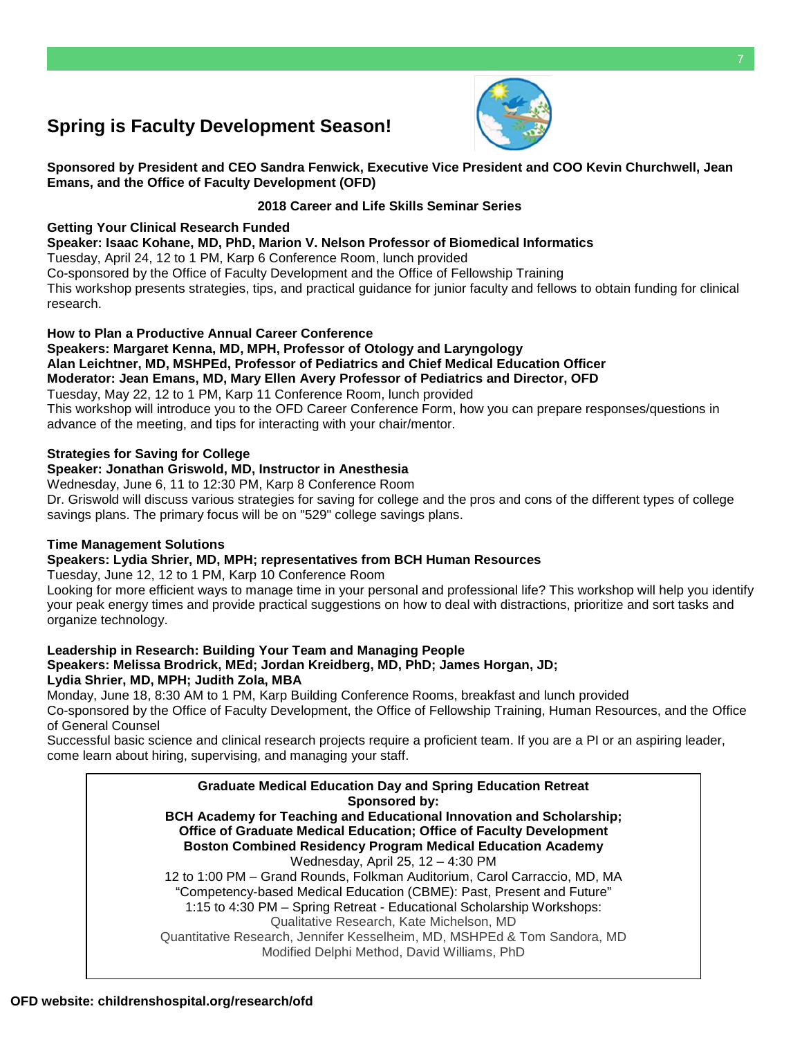# Spring is Faculty Development Season!

**Sponsored by President and CEO Sandra Fenwick, Executive Vice President and COO Kevin Churchwell, Jean Emans, and the Office of Faculty Development (OFD)**

**2018 Career and Life Skills Seminar Series**

**Getting Your Clinical Research Funded**
**Speaker: Isaac Kohane, MD, PhD, Marion V. Nelson Professor of Biomedical Informatics**
Tuesday, April 24, 12 to 1 PM, Karp 6 Conference Room, lunch provided
Co-sponsored by the Office of Faculty Development and the Office of Fellowship Training
This workshop presents strategies, tips, and practical guidance for junior faculty and fellows to obtain funding for clinical research.

**How to Plan a Productive Annual Career Conference**
**Speakers: Margaret Kenna, MD, MPH, Professor of Otology and Laryngology**
**Alan Leichtner, MD, MSHPEd, Professor of Pediatrics and Chief Medical Education Officer**
**Moderator: Jean Emans, MD, Mary Ellen Avery Professor of Pediatrics and Director, OFD**
Tuesday, May 22, 12 to 1 PM, Karp 11 Conference Room, lunch provided
This workshop will introduce you to the OFD Career Conference Form, how you can prepare responses/questions in advance of the meeting, and tips for interacting with your chair/mentor.

**Strategies for Saving for College**
**Speaker: Jonathan Griswold, MD, Instructor in Anesthesia**
Wednesday, June 6, 11 to 12:30 PM, Karp 8 Conference Room
Dr. Griswold will discuss various strategies for saving for college and the pros and cons of the different types of college savings plans. The primary focus will be on "529" college savings plans.

**Time Management Solutions**
**Speakers: Lydia Shrier, MD, MPH; representatives from BCH Human Resources**
Tuesday, June 12, 12 to 1 PM, Karp 10 Conference Room
Looking for more efficient ways to manage time in your personal and professional life? This workshop will help you identify your peak energy times and provide practical suggestions on how to deal with distractions, prioritize and sort tasks and organize technology.

**Leadership in Research: Building Your Team and Managing People**
**Speakers: Melissa Brodrick, MEd; Jordan Kreidberg, MD, PhD; James Horgan, JD;**
**Lydia Shrier, MD, MPH; Judith Zola, MBA**
Monday, June 18, 8:30 AM to 1 PM, Karp Building Conference Rooms, breakfast and lunch provided
Co-sponsored by the Office of Faculty Development, the Office of Fellowship Training, Human Resources, and the Office of General Counsel
Successful basic science and clinical research projects require a proficient team. If you are a PI or an aspiring leader, come learn about hiring, supervising, and managing your staff.

**Graduate Medical Education Day and Spring Education Retreat**
**Sponsored by:**
**BCH Academy for Teaching and Educational Innovation and Scholarship;**
**Office of Graduate Medical Education; Office of Faculty Development**
**Boston Combined Residency Program Medical Education Academy**
Wednesday, April 25, 12 – 4:30 PM
12 to 1:00 PM – Grand Rounds, Folkman Auditorium, Carol Carraccio, MD, MA
"Competency-based Medical Education (CBME): Past, Present and Future"
1:15 to 4:30 PM – Spring Retreat - Educational Scholarship Workshops:
Qualitative Research, Kate Michelson, MD
Quantitative Research, Jennifer Kesselheim, MD, MSHPEd & Tom Sandora, MD
Modified Delphi Method, David Williams, PhD

**OFD website: childrenshospital.org/research/ofd**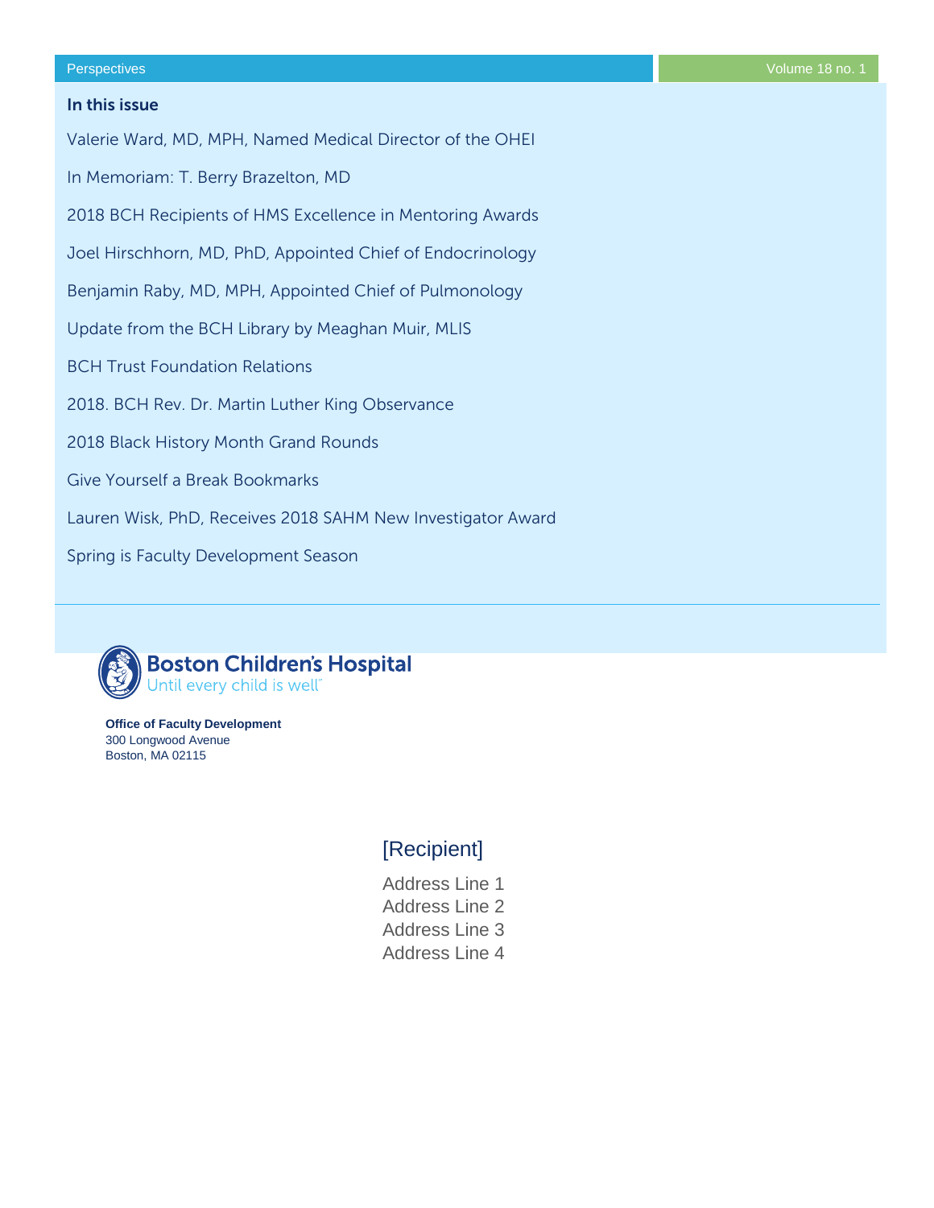Perspectives

Volume 18 no. 1

## In this issue

Valerie Ward, MD, MPH, Named Medical Director of the OHEI

In Memoriam: T. Berry Brazelton, MD

2018 BCH Recipients of HMS Excellence in Mentoring Awards

Joel Hirschhorn, MD, PhD, Appointed Chief of Endocrinology

Benjamin Raby, MD, MPH, Appointed Chief of Pulmonology

Update from the BCH Library by Meaghan Muir, MLIS

BCH Trust Foundation Relations

2018. BCH Rev. Dr. Martin Luther King Observance

2018 Black History Month Grand Rounds

Give Yourself a Break Bookmarks

Lauren Wisk, PhD, Receives 2018 SAHM New Investigator Award

Spring is Faculty Development Season

Boston Children's Hospital
Until every child is well™

**Office of Faculty Development**
300 Longwood Avenue
Boston, MA 02115

[Recipient]

Address Line 1
Address Line 2
Address Line 3
Address Line 4